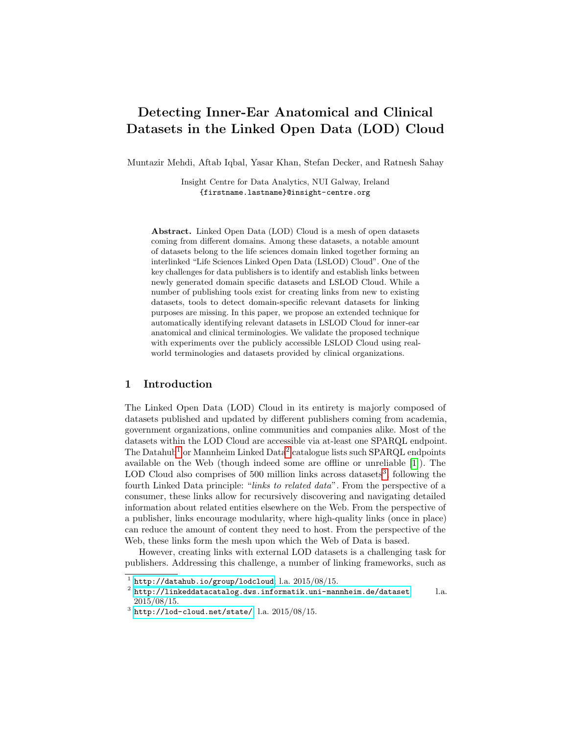# Detecting Inner-Ear Anatomical and Clinical Datasets in the Linked Open Data (LOD) Cloud

Muntazir Mehdi, Aftab Iqbal, Yasar Khan, Stefan Decker, and Ratnesh Sahay

Insight Centre for Data Analytics, NUI Galway, Ireland
{firstname.lastname}@insight-centre.org

**Abstract.** Linked Open Data (LOD) Cloud is a mesh of open datasets coming from different domains. Among these datasets, a notable amount of datasets belong to the life sciences domain linked together forming an interlinked "Life Sciences Linked Open Data (LSLOD) Cloud". One of the key challenges for data publishers is to identify and establish links between newly generated domain specific datasets and LSLOD Cloud. While a number of publishing tools exist for creating links from new to existing datasets, tools to detect domain-specific relevant datasets for linking purposes are missing. In this paper, we propose an extended technique for automatically identifying relevant datasets in LSLOD Cloud for inner-ear anatomical and clinical terminologies. We validate the proposed technique with experiments over the publicly accessible LSLOD Cloud using real-world terminologies and datasets provided by clinical organizations.

## 1 Introduction

The Linked Open Data (LOD) Cloud in its entirety is majorly composed of datasets published and updated by different publishers coming from academia, government organizations, online communities and companies alike. Most of the datasets within the LOD Cloud are accessible via at-least one SPARQL endpoint. The Datahub[1] or Mannheim Linked Data[2] catalogue lists such SPARQL endpoints available on the Web (though indeed some are offline or unreliable [1]). The LOD Cloud also comprises of 500 million links across datasets[3], following the fourth Linked Data principle: "*links to related data*". From the perspective of a consumer, these links allow for recursively discovering and navigating detailed information about related entities elsewhere on the Web. From the perspective of a publisher, links encourage modularity, where high-quality links (once in place) can reduce the amount of content they need to host. From the perspective of the Web, these links form the mesh upon which the Web of Data is based.

However, creating links with external LOD datasets is a challenging task for publishers. Addressing this challenge, a number of linking frameworks, such as

---

[1] http://datahub.io/group/lodcloud, l.a. 2015/08/15.

[2] http://linkeddatacatalog.dws.informatik.uni-mannheim.de/dataset l.a. 2015/08/15.

[3] http://lod-cloud.net/state/, l.a. 2015/08/15.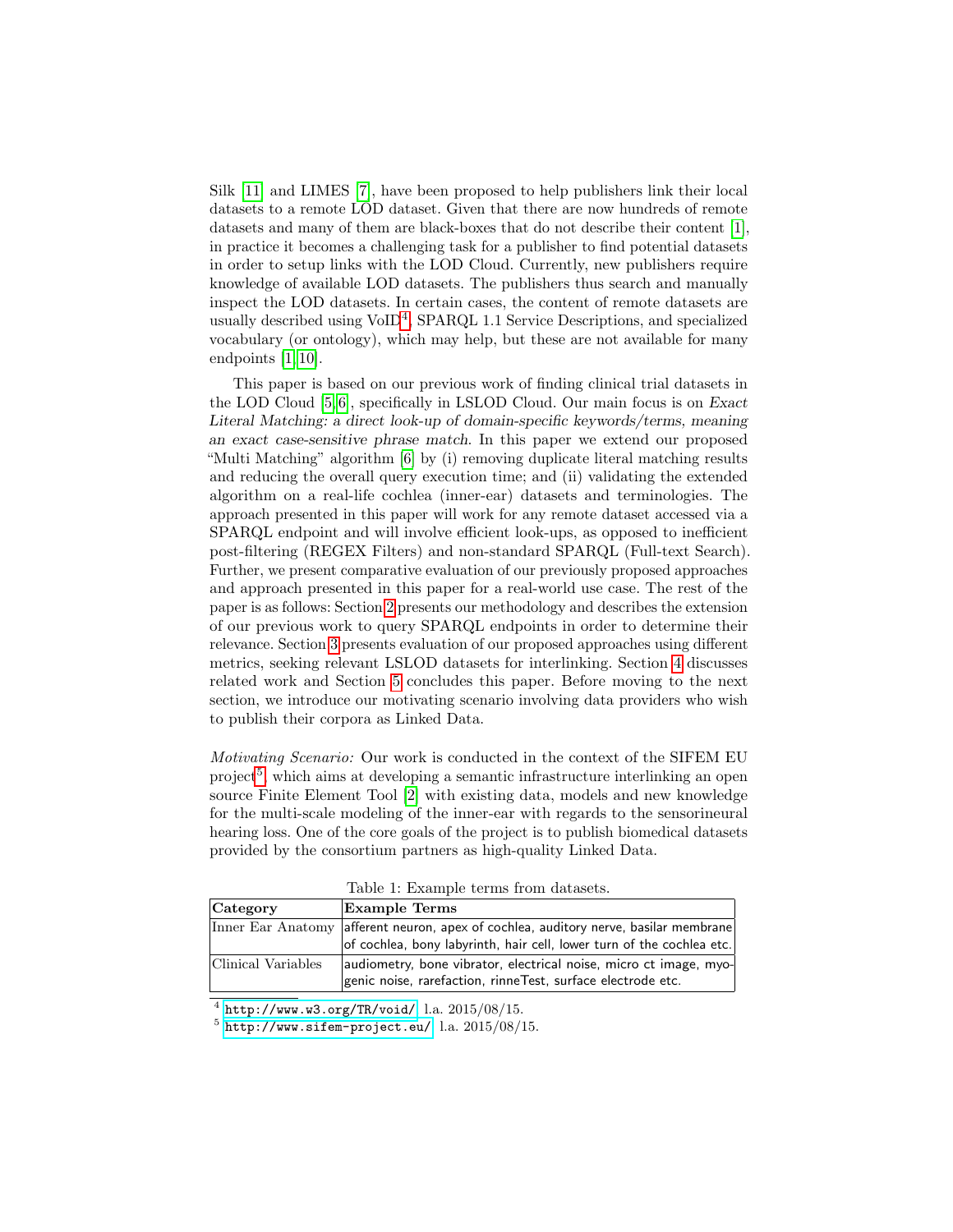Silk [11] and LIMES [7], have been proposed to help publishers link their local datasets to a remote LOD dataset. Given that there are now hundreds of remote datasets and many of them are black-boxes that do not describe their content [1], in practice it becomes a challenging task for a publisher to find potential datasets in order to setup links with the LOD Cloud. Currently, new publishers require knowledge of available LOD datasets. The publishers thus search and manually inspect the LOD datasets. In certain cases, the content of remote datasets are usually described using VoID[4], SPARQL 1.1 Service Descriptions, and specialized vocabulary (or ontology), which may help, but these are not available for many endpoints [1,10].

This paper is based on our previous work of finding clinical trial datasets in the LOD Cloud [5,6], specifically in LSLOD Cloud. Our main focus is on *Exact Literal Matching: a direct look-up of domain-specific keywords/terms, meaning an exact case-sensitive phrase match*. In this paper we extend our proposed "Multi Matching" algorithm [6] by (i) removing duplicate literal matching results and reducing the overall query execution time; and (ii) validating the extended algorithm on a real-life cochlea (inner-ear) datasets and terminologies. The approach presented in this paper will work for any remote dataset accessed via a SPARQL endpoint and will involve efficient look-ups, as opposed to inefficient post-filtering (REGEX Filters) and non-standard SPARQL (Full-text Search). Further, we present comparative evaluation of our previously proposed approaches and approach presented in this paper for a real-world use case. The rest of the paper is as follows: Section 2 presents our methodology and describes the extension of our previous work to query SPARQL endpoints in order to determine their relevance. Section 3 presents evaluation of our proposed approaches using different metrics, seeking relevant LSLOD datasets for interlinking. Section 4 discusses related work and Section 5 concludes this paper. Before moving to the next section, we introduce our motivating scenario involving data providers who wish to publish their corpora as Linked Data.

*Motivating Scenario:* Our work is conducted in the context of the SIFEM EU project[5], which aims at developing a semantic infrastructure interlinking an open source Finite Element Tool [2] with existing data, models and new knowledge for the multi-scale modeling of the inner-ear with regards to the sensorineural hearing loss. One of the core goals of the project is to publish biomedical datasets provided by the consortium partners as high-quality Linked Data.

Table 1: Example terms from datasets.

| **Category** | **Example Terms** |
|---|---|
| Inner Ear Anatomy | afferent neuron, apex of cochlea, auditory nerve, basilar membrane of cochlea, bony labyrinth, hair cell, lower turn of the cochlea etc. |
| Clinical Variables | audiometry, bone vibrator, electrical noise, micro ct image, myogenic noise, rarefaction, rinneTest, surface electrode etc. |

[4] http://www.w3.org/TR/void/ l.a. 2015/08/15.

[5] http://www.sifem-project.eu/ l.a. 2015/08/15.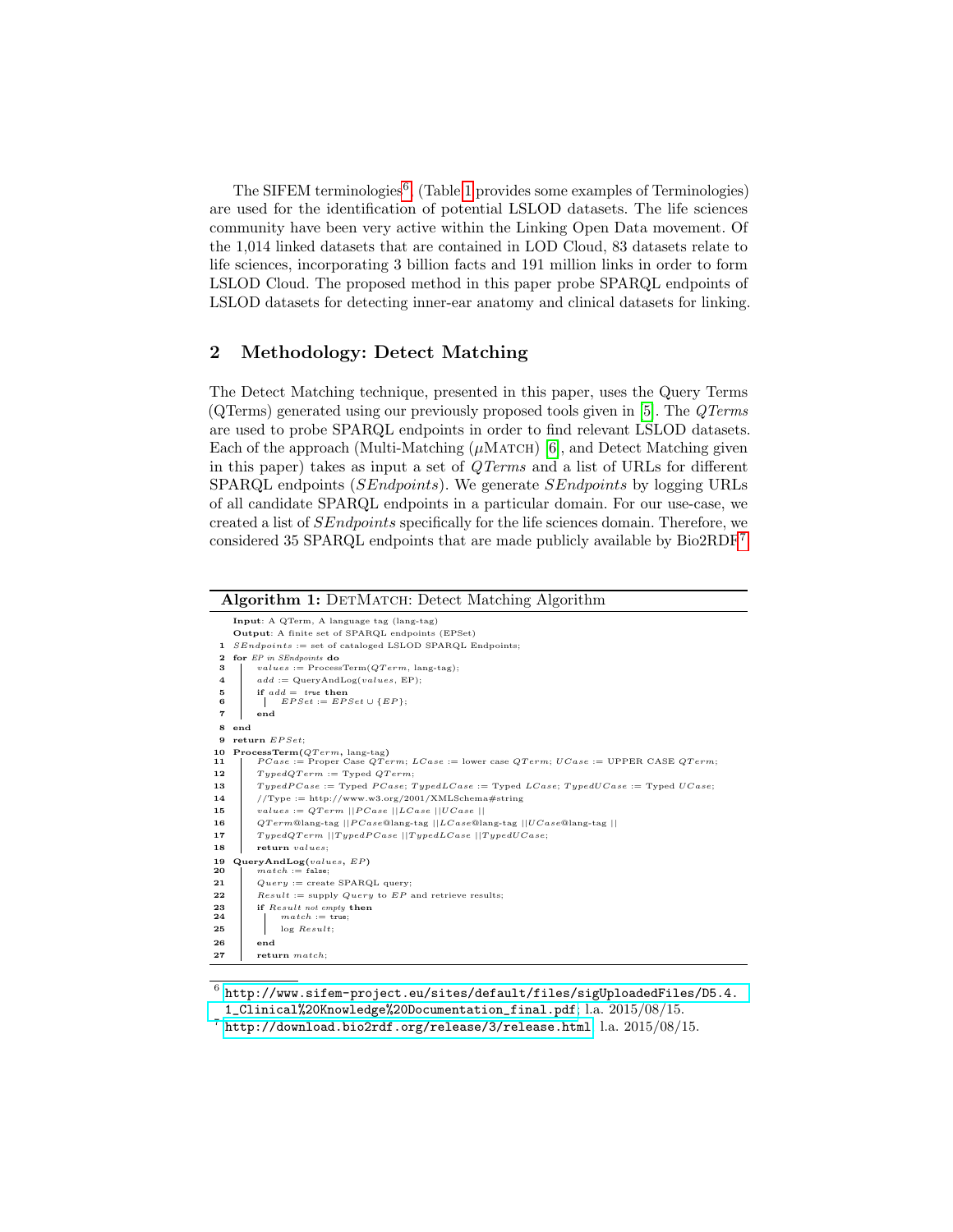The SIFEM terminologies[6] (Table 1 provides some examples of Terminologies) are used for the identification of potential LSLOD datasets. The life sciences community have been very active within the Linking Open Data movement. Of the 1,014 linked datasets that are contained in LOD Cloud, 83 datasets relate to life sciences, incorporating 3 billion facts and 191 million links in order to form LSLOD Cloud. The proposed method in this paper probe SPARQL endpoints of LSLOD datasets for detecting inner-ear anatomy and clinical datasets for linking.

## 2 Methodology: Detect Matching

The Detect Matching technique, presented in this paper, uses the Query Terms (QTerms) generated using our previously proposed tools given in [5]. The *QTerms* are used to probe SPARQL endpoints in order to find relevant LSLOD datasets. Each of the approach (Multi-Matching ($\mu$Match) [6], and Detect Matching given in this paper) takes as input a set of *QTerms* and a list of URLs for different SPARQL endpoints (*SEndpoints*). We generate *SEndpoints* by logging URLs of all candidate SPARQL endpoints in a particular domain. For our use-case, we created a list of *SEndpoints* specifically for the life sciences domain. Therefore, we considered 35 SPARQL endpoints that are made publicly available by Bio2RDF[7].

**Algorithm 1:** DetMatch: Detect Matching Algorithm

```
   Input: A QTerm, A language tag (lang-tag)
   Output: A finite set of SPARQL endpoints (EPSet)
1  SEndpoints := set of cataloged LSLOD SPARQL Endpoints;
2  for EP in SEndpoints do
3      values := ProcessTerm(QTerm, lang-tag);
4      add := QueryAndLog(values, EP);
5      if add = true then
6          EPSet := EPSet ∪ {EP};
7      end
8  end
9  return EPSet;
10 ProcessTerm(QTerm, lang-tag)
11     PCase := Proper Case QTerm; LCase := lower case QTerm; UCase := UPPER CASE QTerm;
12     TypedQTerm := Typed QTerm;
13     TypedPCase := Typed PCase; TypedLCase := Typed LCase; TypedUCase := Typed UCase;
14     //Type := http://www.w3.org/2001/XMLSchema#string
15     values := QTerm ||PCase ||LCase ||UCase ||
16     QTerm@lang-tag ||PCase@lang-tag ||LCase@lang-tag ||UCase@lang-tag ||
17     TypedQTerm ||TypedPCase ||TypedLCase ||TypedUCase;
18     return values;
19 QueryAndLog(values, EP)
20     match := false;
21     Query := create SPARQL query;
22     Result := supply Query to EP and retrieve results;
23     if Result not empty then
24         match := true;
25         log Result;
26     end
27     return match;
```

[6] http://www.sifem-project.eu/sites/default/files/sigUploadedFiles/D5.4.1_Clinical%20Knowledge%20Documentation_final.pdf; l.a. 2015/08/15.

[7] http://download.bio2rdf.org/release/3/release.html, l.a. 2015/08/15.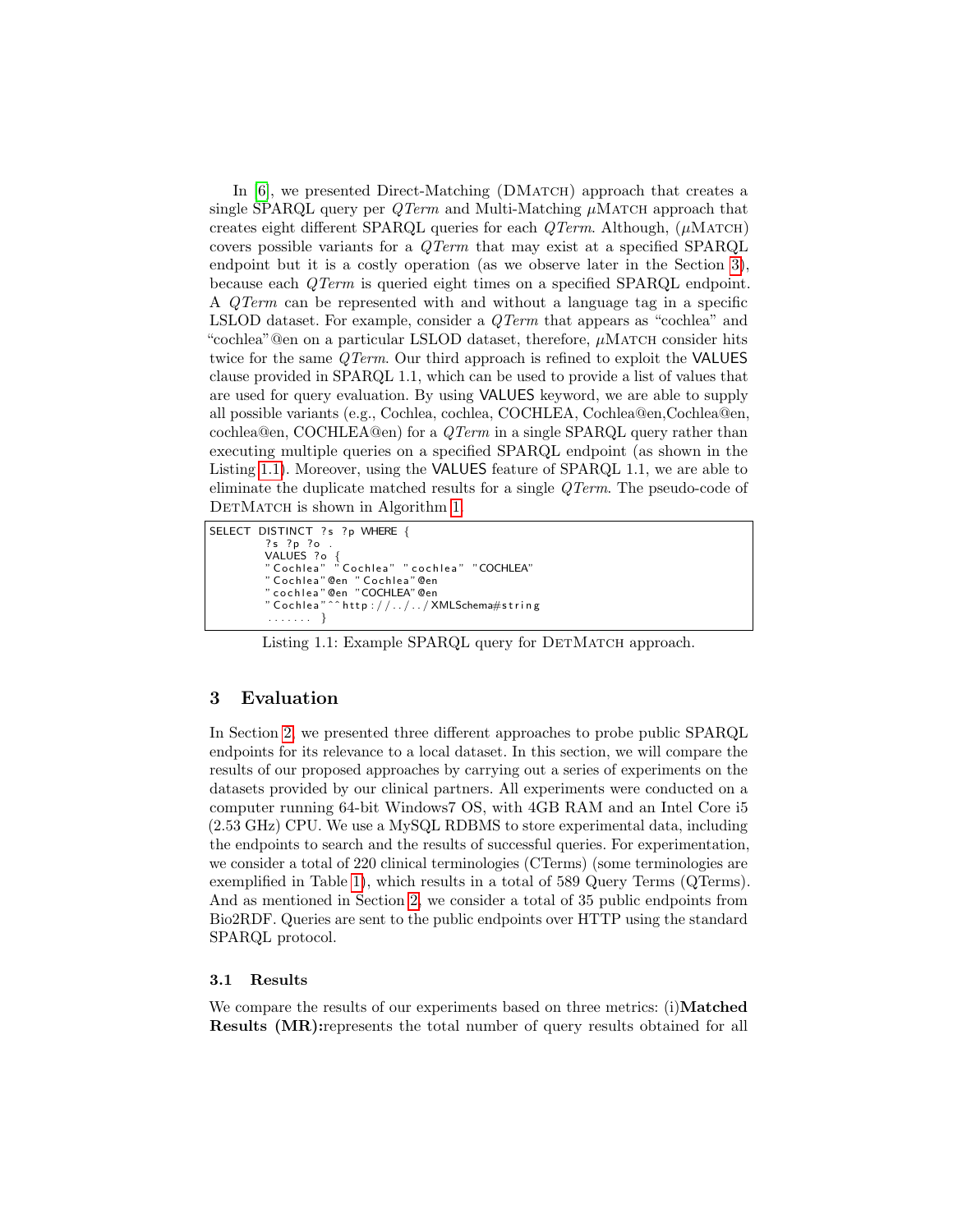In [6], we presented Direct-Matching (DMatch) approach that creates a single SPARQL query per *QTerm* and Multi-Matching $\mu$Match approach that creates eight different SPARQL queries for each *QTerm*. Although, ($\mu$Match) covers possible variants for a *QTerm* that may exist at a specified SPARQL endpoint but it is a costly operation (as we observe later in the Section 3), because each *QTerm* is queried eight times on a specified SPARQL endpoint. A *QTerm* can be represented with and without a language tag in a specific LSLOD dataset. For example, consider a *QTerm* that appears as "cochlea" and "cochlea"@en on a particular LSLOD dataset, therefore, $\mu$Match consider hits twice for the same *QTerm*. Our third approach is refined to exploit the VALUES clause provided in SPARQL 1.1, which can be used to provide a list of values that are used for query evaluation. By using VALUES keyword, we are able to supply all possible variants (e.g., Cochlea, cochlea, COCHLEA, Cochlea@en,Cochlea@en, cochlea@en, COCHLEA@en) for a *QTerm* in a single SPARQL query rather than executing multiple queries on a specified SPARQL endpoint (as shown in the Listing 1.1). Moreover, using the VALUES feature of SPARQL 1.1, we are able to eliminate the duplicate matched results for a single *QTerm*. The pseudo-code of DetMatch is shown in Algorithm 1.

```
SELECT DISTINCT ?s ?p WHERE {
        ?s ?p ?o .
        VALUES ?o {
        "Cochlea" "Cochlea" "cochlea" "COCHLEA"
        "Cochlea"@en "Cochlea"@en
        "cochlea"@en "COCHLEA"@en
        "Cochlea"^^http://../../XMLSchema#string
        ....... }
```

Listing 1.1: Example SPARQL query for DetMatch approach.

## 3 Evaluation

In Section 2, we presented three different approaches to probe public SPARQL endpoints for its relevance to a local dataset. In this section, we will compare the results of our proposed approaches by carrying out a series of experiments on the datasets provided by our clinical partners. All experiments were conducted on a computer running 64-bit Windows7 OS, with 4GB RAM and an Intel Core i5 (2.53 GHz) CPU. We use a MySQL RDBMS to store experimental data, including the endpoints to search and the results of successful queries. For experimentation, we consider a total of 220 clinical terminologies (CTerms) (some terminologies are exemplified in Table 1), which results in a total of 589 Query Terms (QTerms). And as mentioned in Section 2, we consider a total of 35 public endpoints from Bio2RDF. Queries are sent to the public endpoints over HTTP using the standard SPARQL protocol.

### 3.1 Results

We compare the results of our experiments based on three metrics: (i)**Matched Results (MR):**represents the total number of query results obtained for all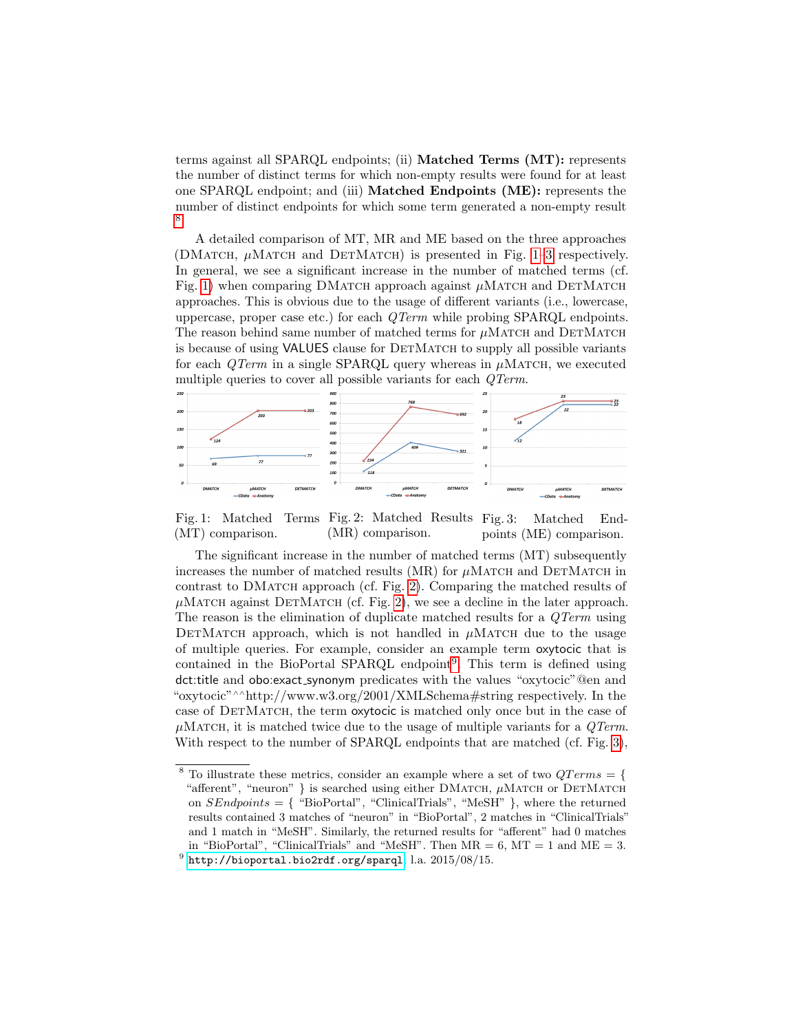terms against all SPARQL endpoints; (ii) **Matched Terms (MT):** represents the number of distinct terms for which non-empty results were found for at least one SPARQL endpoint; and (iii) **Matched Endpoints (ME):** represents the number of distinct endpoints for which some term generated a non-empty result [8].

A detailed comparison of MT, MR and ME based on the three approaches (DMatch, $\mu$Match and DetMatch) is presented in Fig. 1–3 respectively. In general, we see a significant increase in the number of matched terms (cf. Fig. 1) when comparing DMatch approach against $\mu$Match and DetMatch approaches. This is obvious due to the usage of different variants (i.e., lowercase, uppercase, proper case etc.) for each *QTerm* while probing SPARQL endpoints. The reason behind same number of matched terms for $\mu$Match and DetMatch is because of using VALUES clause for DetMatch to supply all possible variants for each *QTerm* in a single SPARQL query whereas in $\mu$Match, we executed multiple queries to cover all possible variants for each *QTerm*.

Fig. 1: Matched Terms (MT) comparison.

Fig. 2: Matched Results (MR) comparison.

Fig. 3: Matched Endpoints (ME) comparison.

The significant increase in the number of matched terms (MT) subsequently increases the number of matched results (MR) for $\mu$Match and DetMatch in contrast to DMatch approach (cf. Fig. 2). Comparing the matched results of $\mu$Match against DetMatch (cf. Fig. 2), we see a decline in the later approach. The reason is the elimination of duplicate matched results for a *QTerm* using DetMatch approach, which is not handled in $\mu$Match due to the usage of multiple queries. For example, consider an example term oxytocic that is contained in the BioPortal SPARQL endpoint[9]. This term is defined using dct:title and obo:exact_synonym predicates with the values "oxytocic"@en and "oxytocic"^^http://www.w3.org/2001/XMLSchema#string respectively. In the case of DetMatch, the term oxytocic is matched only once but in the case of $\mu$Match, it is matched twice due to the usage of multiple variants for a *QTerm*. With respect to the number of SPARQL endpoints that are matched (cf. Fig. 3),

---

[8] To illustrate these metrics, consider an example where a set of two $QTerms = \{$ "afferent", "neuron" $\}$ is searched using either DMatch, $\mu$Match or DetMatch on $SEndpoints = \{$ "BioPortal", "ClinicalTrials", "MeSH" $\}$, where the returned results contained 3 matches of "neuron" in "BioPortal", 2 matches in "ClinicalTrials" and 1 match in "MeSH". Similarly, the returned results for "afferent" had 0 matches in "BioPortal", "ClinicalTrials" and "MeSH". Then MR = 6, MT = 1 and ME = 3.

[9] http://bioportal.bio2rdf.org/sparql, l.a. 2015/08/15.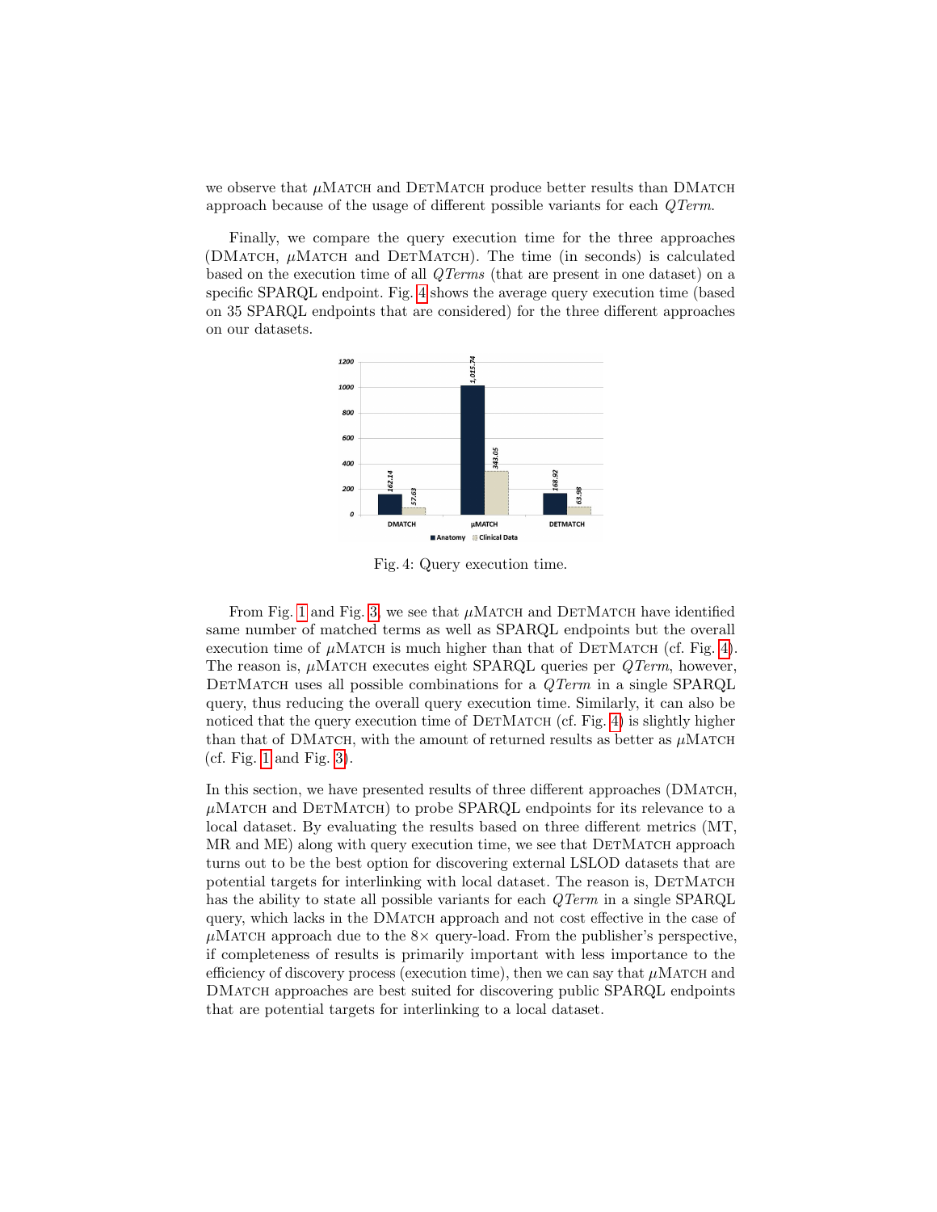we observe that $\mu$MATCH and DETMATCH produce better results than DMATCH approach because of the usage of different possible variants for each *QTerm*.

Finally, we compare the query execution time for the three approaches (DMATCH, $\mu$MATCH and DETMATCH). The time (in seconds) is calculated based on the execution time of all *QTerms* (that are present in one dataset) on a specific SPARQL endpoint. Fig. 4 shows the average query execution time (based on 35 SPARQL endpoints that are considered) for the three different approaches on our datasets.

| | Anatomy | Clinical Data |
|---|---|---|
| DMATCH | 162.14 | 57.63 |
| µMATCH | 1,015.74 | 343.05 |
| DETMATCH | 168.92 | 63.98 |

Fig. 4: Query execution time.

From Fig. 1 and Fig. 3, we see that $\mu$MATCH and DETMATCH have identified same number of matched terms as well as SPARQL endpoints but the overall execution time of $\mu$MATCH is much higher than that of DETMATCH (cf. Fig. 4). The reason is, $\mu$MATCH executes eight SPARQL queries per *QTerm*, however, DETMATCH uses all possible combinations for a *QTerm* in a single SPARQL query, thus reducing the overall query execution time. Similarly, it can also be noticed that the query execution time of DETMATCH (cf. Fig. 4) is slightly higher than that of DMATCH, with the amount of returned results as better as $\mu$MATCH (cf. Fig. 1 and Fig. 3).

In this section, we have presented results of three different approaches (DMATCH, $\mu$MATCH and DETMATCH) to probe SPARQL endpoints for its relevance to a local dataset. By evaluating the results based on three different metrics (MT, MR and ME) along with query execution time, we see that DETMATCH approach turns out to be the best option for discovering external LSLOD datasets that are potential targets for interlinking with local dataset. The reason is, DETMATCH has the ability to state all possible variants for each *QTerm* in a single SPARQL query, which lacks in the DMATCH approach and not cost effective in the case of $\mu$MATCH approach due to the $8\times$ query-load. From the publisher's perspective, if completeness of results is primarily important with less importance to the efficiency of discovery process (execution time), then we can say that $\mu$MATCH and DMATCH approaches are best suited for discovering public SPARQL endpoints that are potential targets for interlinking to a local dataset.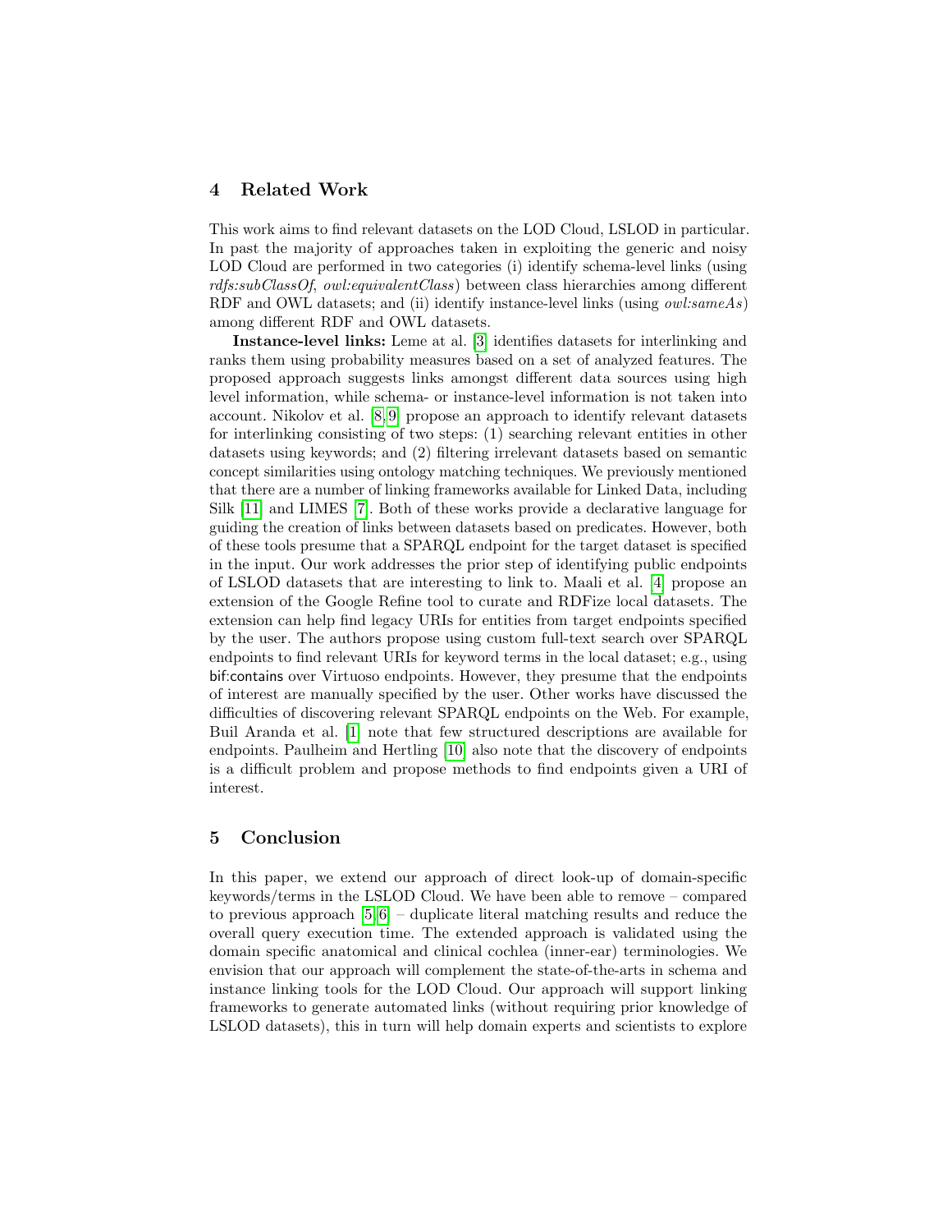## 4 Related Work

This work aims to find relevant datasets on the LOD Cloud, LSLOD in particular. In past the majority of approaches taken in exploiting the generic and noisy LOD Cloud are performed in two categories (i) identify schema-level links (using *rdfs:subClassOf*, *owl:equivalentClass*) between class hierarchies among different RDF and OWL datasets; and (ii) identify instance-level links (using *owl:sameAs*) among different RDF and OWL datasets.

**Instance-level links:** Leme at al. [3] identifies datasets for interlinking and ranks them using probability measures based on a set of analyzed features. The proposed approach suggests links amongst different data sources using high level information, while schema- or instance-level information is not taken into account. Nikolov et al. [8,9] propose an approach to identify relevant datasets for interlinking consisting of two steps: (1) searching relevant entities in other datasets using keywords; and (2) filtering irrelevant datasets based on semantic concept similarities using ontology matching techniques. We previously mentioned that there are a number of linking frameworks available for Linked Data, including Silk [11] and LIMES [7]. Both of these works provide a declarative language for guiding the creation of links between datasets based on predicates. However, both of these tools presume that a SPARQL endpoint for the target dataset is specified in the input. Our work addresses the prior step of identifying public endpoints of LSLOD datasets that are interesting to link to. Maali et al. [4] propose an extension of the Google Refine tool to curate and RDFize local datasets. The extension can help find legacy URIs for entities from target endpoints specified by the user. The authors propose using custom full-text search over SPARQL endpoints to find relevant URIs for keyword terms in the local dataset; e.g., using bif:contains over Virtuoso endpoints. However, they presume that the endpoints of interest are manually specified by the user. Other works have discussed the difficulties of discovering relevant SPARQL endpoints on the Web. For example, Buil Aranda et al. [1] note that few structured descriptions are available for endpoints. Paulheim and Hertling [10] also note that the discovery of endpoints is a difficult problem and propose methods to find endpoints given a URI of interest.

## 5 Conclusion

In this paper, we extend our approach of direct look-up of domain-specific keywords/terms in the LSLOD Cloud. We have been able to remove – compared to previous approach [5,6] – duplicate literal matching results and reduce the overall query execution time. The extended approach is validated using the domain specific anatomical and clinical cochlea (inner-ear) terminologies. We envision that our approach will complement the state-of-the-arts in schema and instance linking tools for the LOD Cloud. Our approach will support linking frameworks to generate automated links (without requiring prior knowledge of LSLOD datasets), this in turn will help domain experts and scientists to explore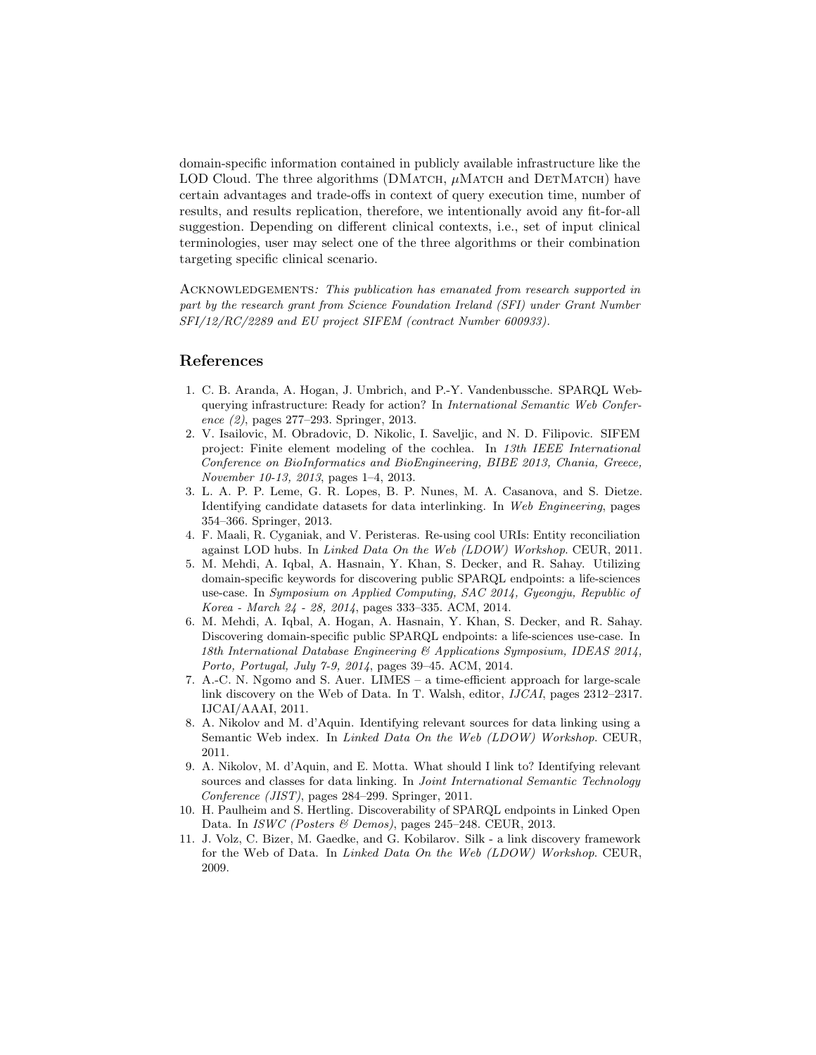domain-specific information contained in publicly available infrastructure like the LOD Cloud. The three algorithms (DMatch, $\mu$Match and DetMatch) have certain advantages and trade-offs in context of query execution time, number of results, and results replication, therefore, we intentionally avoid any fit-for-all suggestion. Depending on different clinical contexts, i.e., set of input clinical terminologies, user may select one of the three algorithms or their combination targeting specific clinical scenario.

Acknowledgements*: This publication has emanated from research supported in part by the research grant from Science Foundation Ireland (SFI) under Grant Number SFI/12/RC/2289 and EU project SIFEM (contract Number 600933).*

## References

1. C. B. Aranda, A. Hogan, J. Umbrich, and P.-Y. Vandenbussche. SPARQL Web-querying infrastructure: Ready for action? In *International Semantic Web Conference (2)*, pages 277–293. Springer, 2013.
2. V. Isailovic, M. Obradovic, D. Nikolic, I. Saveljic, and N. D. Filipovic. SIFEM project: Finite element modeling of the cochlea. In *13th IEEE International Conference on BioInformatics and BioEngineering, BIBE 2013, Chania, Greece, November 10-13, 2013*, pages 1–4, 2013.
3. L. A. P. P. Leme, G. R. Lopes, B. P. Nunes, M. A. Casanova, and S. Dietze. Identifying candidate datasets for data interlinking. In *Web Engineering*, pages 354–366. Springer, 2013.
4. F. Maali, R. Cyganiak, and V. Peristeras. Re-using cool URIs: Entity reconciliation against LOD hubs. In *Linked Data On the Web (LDOW) Workshop*. CEUR, 2011.
5. M. Mehdi, A. Iqbal, A. Hasnain, Y. Khan, S. Decker, and R. Sahay. Utilizing domain-specific keywords for discovering public SPARQL endpoints: a life-sciences use-case. In *Symposium on Applied Computing, SAC 2014, Gyeongju, Republic of Korea - March 24 - 28, 2014*, pages 333–335. ACM, 2014.
6. M. Mehdi, A. Iqbal, A. Hogan, A. Hasnain, Y. Khan, S. Decker, and R. Sahay. Discovering domain-specific public SPARQL endpoints: a life-sciences use-case. In *18th International Database Engineering & Applications Symposium, IDEAS 2014, Porto, Portugal, July 7-9, 2014*, pages 39–45. ACM, 2014.
7. A.-C. N. Ngomo and S. Auer. LIMES – a time-efficient approach for large-scale link discovery on the Web of Data. In T. Walsh, editor, *IJCAI*, pages 2312–2317. IJCAI/AAAI, 2011.
8. A. Nikolov and M. d'Aquin. Identifying relevant sources for data linking using a Semantic Web index. In *Linked Data On the Web (LDOW) Workshop*. CEUR, 2011.
9. A. Nikolov, M. d'Aquin, and E. Motta. What should I link to? Identifying relevant sources and classes for data linking. In *Joint International Semantic Technology Conference (JIST)*, pages 284–299. Springer, 2011.
10. H. Paulheim and S. Hertling. Discoverability of SPARQL endpoints in Linked Open Data. In *ISWC (Posters & Demos)*, pages 245–248. CEUR, 2013.
11. J. Volz, C. Bizer, M. Gaedke, and G. Kobilarov. Silk - a link discovery framework for the Web of Data. In *Linked Data On the Web (LDOW) Workshop*. CEUR, 2009.